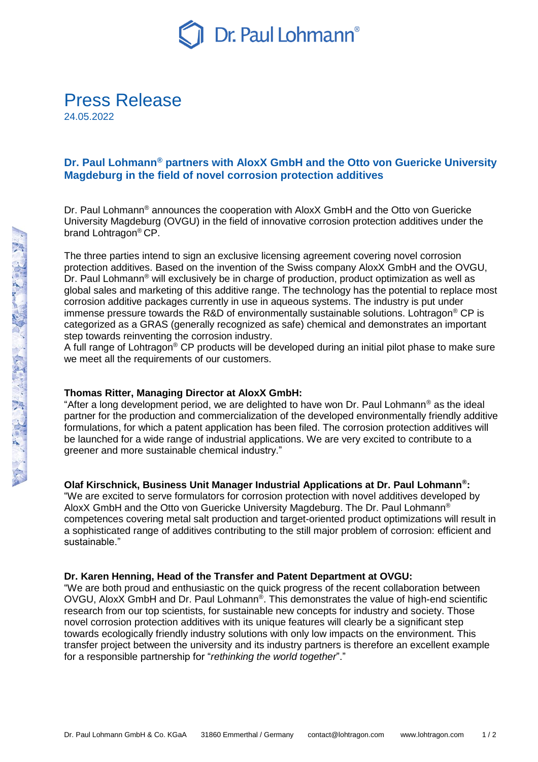Dr. Paul Lohmann®

# Press Release

24.05.2022

## Dr. Paul Lohmann® partners with AloxX GmbH and the Otto von Guericke University Magdeburg in the field of novel corrosion protection additives

Dr. Paul Lohmann® announces the cooperation with AloxX GmbH and the Otto von Guericke University Magdeburg (OVGU) in the field of innovative corrosion protection additives under the brand Lohtragon® CP.

The three parties intend to sign an exclusive licensing agreement covering novel corrosion protection additives. Based on the invention of the Swiss company AloxX GmbH and the OVGU, Dr. Paul Lohmann® will exclusively be in charge of production, product optimization as well as global sales and marketing of this additive range. The technology has the potential to replace most corrosion additive packages currently in use in aqueous systems. The industry is put under immense pressure towards the R&D of environmentally sustainable solutions. Lohtragon® CP is categorized as a GRAS (generally recognized as safe) chemical and demonstrates an important step towards reinventing the corrosion industry.
A full range of Lohtragon® CP products will be developed during an initial pilot phase to make sure we meet all the requirements of our customers.

**Thomas Ritter, Managing Director at AloxX GmbH:**
"After a long development period, we are delighted to have won Dr. Paul Lohmann® as the ideal partner for the production and commercialization of the developed environmentally friendly additive formulations, for which a patent application has been filed. The corrosion protection additives will be launched for a wide range of industrial applications. We are very excited to contribute to a greener and more sustainable chemical industry."

**Olaf Kirschnick, Business Unit Manager Industrial Applications at Dr. Paul Lohmann®:**
"We are excited to serve formulators for corrosion protection with novel additives developed by AloxX GmbH and the Otto von Guericke University Magdeburg. The Dr. Paul Lohmann® competences covering metal salt production and target-oriented product optimizations will result in a sophisticated range of additives contributing to the still major problem of corrosion: efficient and sustainable."

**Dr. Karen Henning, Head of the Transfer and Patent Department at OVGU:**
"We are both proud and enthusiastic on the quick progress of the recent collaboration between OVGU, AloxX GmbH and Dr. Paul Lohmann®. This demonstrates the value of high-end scientific research from our top scientists, for sustainable new concepts for industry and society. Those novel corrosion protection additives with its unique features will clearly be a significant step towards ecologically friendly industry solutions with only low impacts on the environment. This transfer project between the university and its industry partners is therefore an excellent example for a responsible partnership for "*rethinking the world together*"."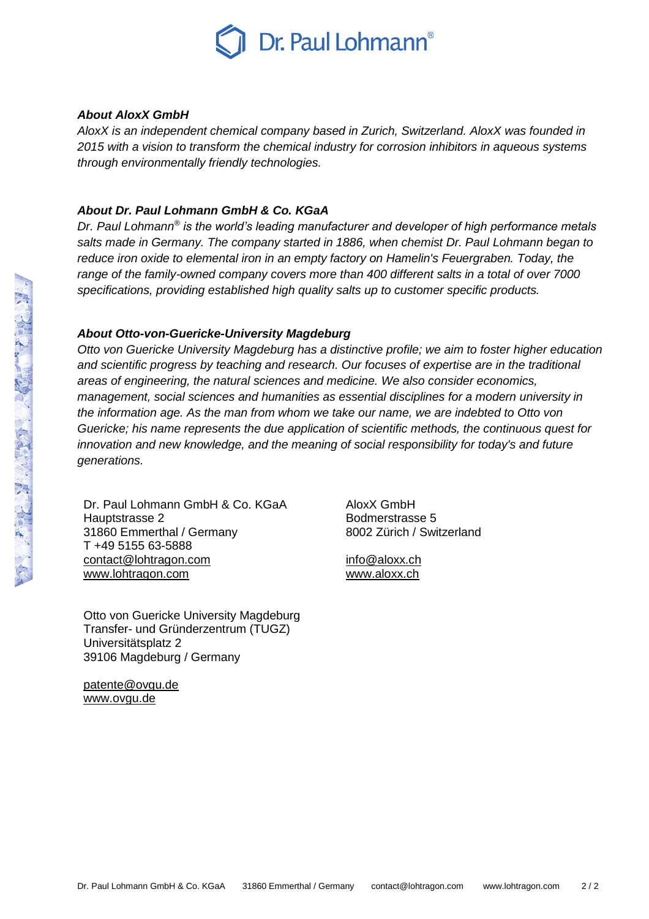### *About AloxX GmbH*

*AloxX is an independent chemical company based in Zurich, Switzerland. AloxX was founded in 2015 with a vision to transform the chemical industry for corrosion inhibitors in aqueous systems through environmentally friendly technologies.*

### *About Dr. Paul Lohmann GmbH & Co. KGaA*

*Dr. Paul Lohmann® is the world's leading manufacturer and developer of high performance metals salts made in Germany. The company started in 1886, when chemist Dr. Paul Lohmann began to reduce iron oxide to elemental iron in an empty factory on Hamelin's Feuergraben. Today, the range of the family-owned company covers more than 400 different salts in a total of over 7000 specifications, providing established high quality salts up to customer specific products.*

### *About Otto-von-Guericke-University Magdeburg*

*Otto von Guericke University Magdeburg has a distinctive profile; we aim to foster higher education and scientific progress by teaching and research. Our focuses of expertise are in the traditional areas of engineering, the natural sciences and medicine. We also consider economics, management, social sciences and humanities as essential disciplines for a modern university in the information age. As the man from whom we take our name, we are indebted to Otto von Guericke; his name represents the due application of scientific methods, the continuous quest for innovation and new knowledge, and the meaning of social responsibility for today's and future generations.*

Dr. Paul Lohmann GmbH & Co. KGaA
Hauptstrasse 2
31860 Emmerthal / Germany
T +49 5155 63-5888
contact@lohtragon.com
www.lohtragon.com

AloxX GmbH
Bodmerstrasse 5
8002 Zürich / Switzerland

info@aloxx.ch
www.aloxx.ch

Otto von Guericke University Magdeburg
Transfer- und Gründerzentrum (TUGZ)
Universitätsplatz 2
39106 Magdeburg / Germany

patente@ovgu.de
www.ovgu.de